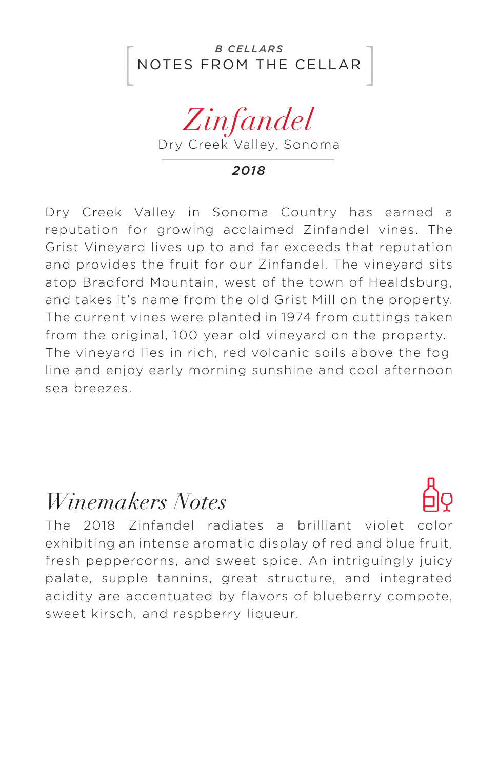*B CELLARS*

NOTES FROM THE CELLAR

# *Zinfandel*

Dry Creek Valley, Sonoma

***2018***

Dry Creek Valley in Sonoma Country has earned a reputation for growing acclaimed Zinfandel vines. The Grist Vineyard lives up to and far exceeds that reputation and provides the fruit for our Zinfandel. The vineyard sits atop Bradford Mountain, west of the town of Healdsburg, and takes it's name from the old Grist Mill on the property. The current vines were planted in 1974 from cuttings taken from the original, 100 year old vineyard on the property. The vineyard lies in rich, red volcanic soils above the fog line and enjoy early morning sunshine and cool afternoon sea breezes.

## *Winemakers Notes*

The 2018 Zinfandel radiates a brilliant violet color exhibiting an intense aromatic display of red and blue fruit, fresh peppercorns, and sweet spice. An intriguingly juicy palate, supple tannins, great structure, and integrated acidity are accentuated by flavors of blueberry compote, sweet kirsch, and raspberry liqueur.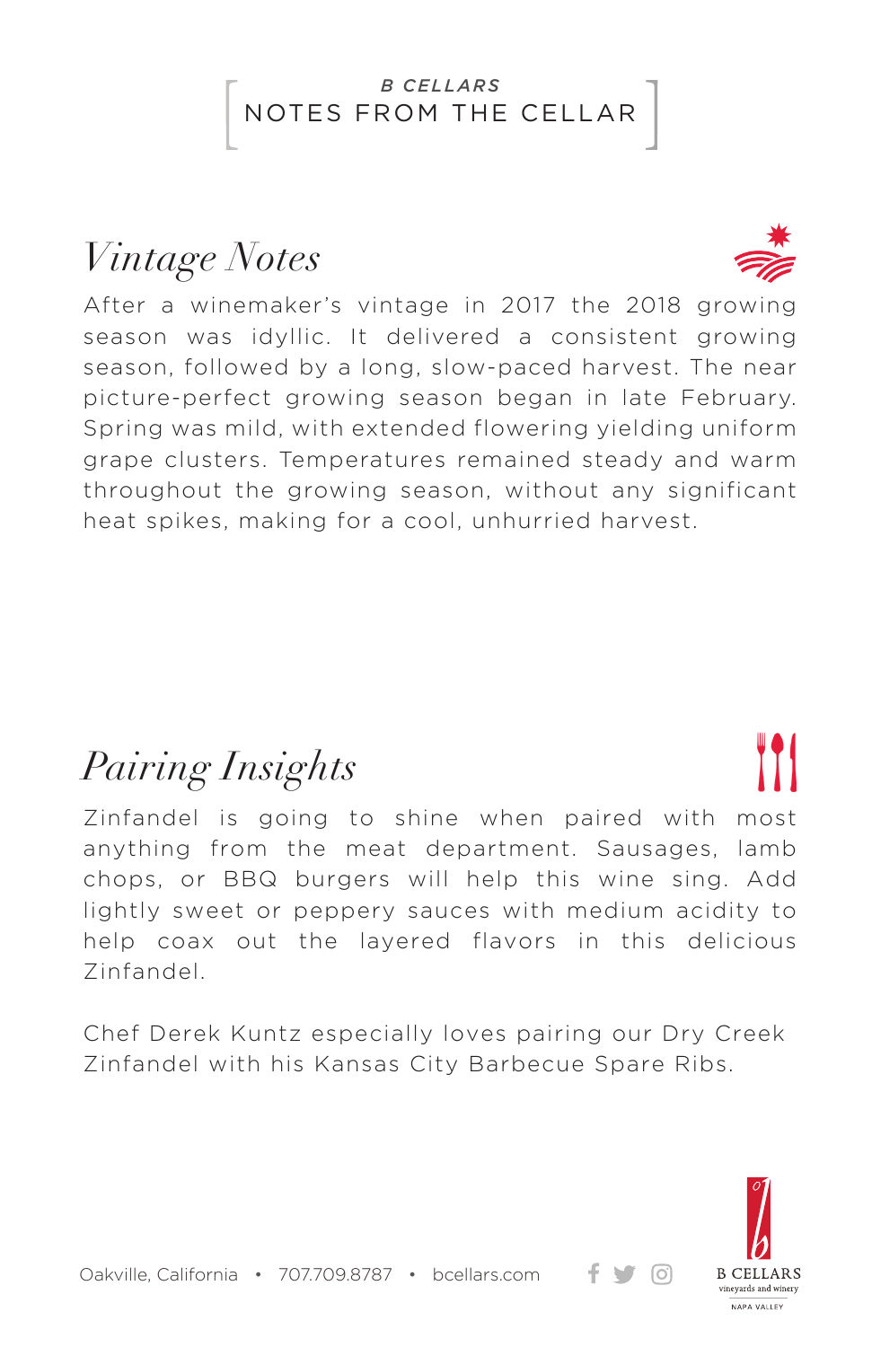B CELLARS
NOTES FROM THE CELLAR

## *Vintage Notes*

After a winemaker's vintage in 2017 the 2018 growing season was idyllic. It delivered a consistent growing season, followed by a long, slow-paced harvest. The near picture-perfect growing season began in late February. Spring was mild, with extended flowering yielding uniform grape clusters. Temperatures remained steady and warm throughout the growing season, without any significant heat spikes, making for a cool, unhurried harvest.

## *Pairing Insights*

Zinfandel is going to shine when paired with most anything from the meat department. Sausages, lamb chops, or BBQ burgers will help this wine sing. Add lightly sweet or peppery sauces with medium acidity to help coax out the layered flavors in this delicious Zinfandel.

Chef Derek Kuntz especially loves pairing our Dry Creek Zinfandel with his Kansas City Barbecue Spare Ribs.

Oakville, California • 707.709.8787 • bcellars.com

B CELLARS
vineyards and winery
NAPA VALLEY